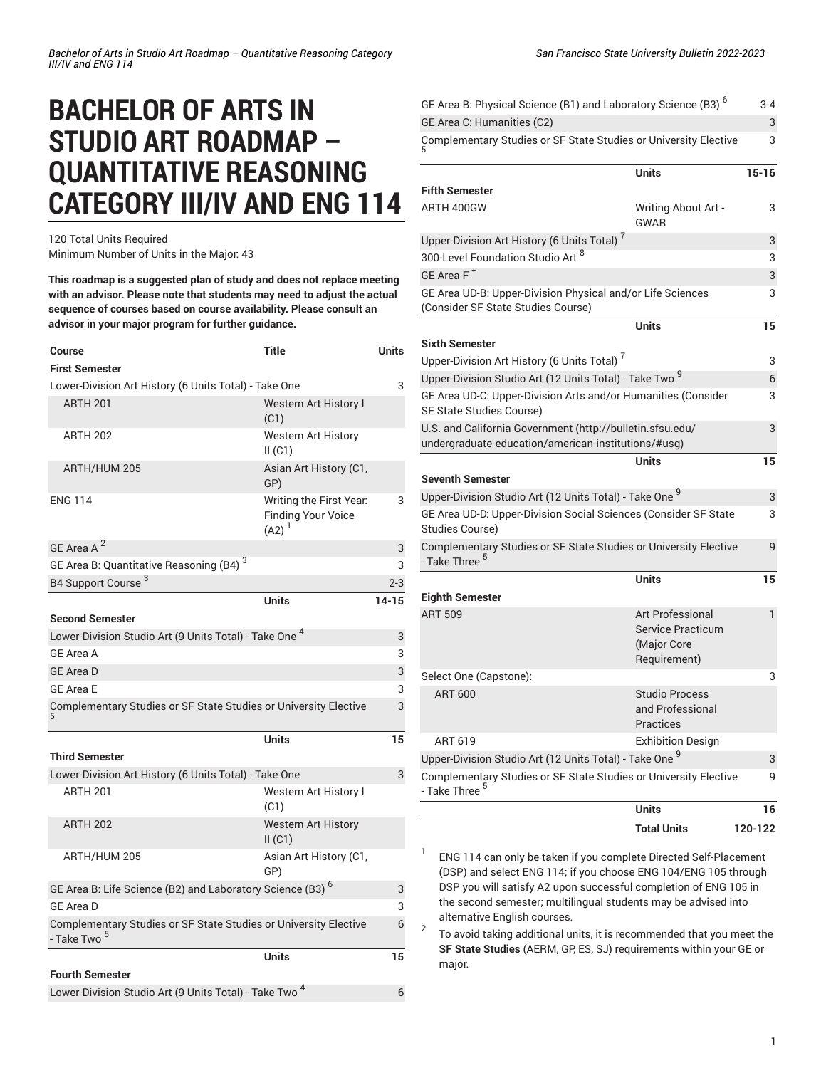# BACHELOR OF ARTS IN STUDIO ART ROADMAP – QUANTITATIVE REASONING CATEGORY III/IV AND ENG 114

120 Total Units Required
Minimum Number of Units in the Major: 43

**This roadmap is a suggested plan of study and does not replace meeting with an advisor. Please note that students may need to adjust the actual sequence of courses based on course availability. Please consult an advisor in your major program for further guidance.**

| Course | Title | Units |
|---|---|---|
| **First Semester** | | |
| Lower-Division Art History (6 Units Total) - Take One | | 3 |
| ARTH 201 | Western Art History I (C1) | |
| ARTH 202 | Western Art History II (C1) | |
| ARTH/HUM 205 | Asian Art History (C1, GP) | |
| ENG 114 | Writing the First Year: Finding Your Voice (A2) [1] | 3 |
| GE Area A [2] | | 3 |
| GE Area B: Quantitative Reasoning (B4) [3] | | 3 |
| B4 Support Course [3] | | 2-3 |
| | **Units** | **14-15** |
| **Second Semester** | | |
| Lower-Division Studio Art (9 Units Total) - Take One [4] | | 3 |
| GE Area A | | 3 |
| GE Area D | | 3 |
| GE Area E | | 3 |
| Complementary Studies or SF State Studies or University Elective [5] | | 3 |
| | **Units** | **15** |
| **Third Semester** | | |
| Lower-Division Art History (6 Units Total) - Take One | | 3 |
| ARTH 201 | Western Art History I (C1) | |
| ARTH 202 | Western Art History II (C1) | |
| ARTH/HUM 205 | Asian Art History (C1, GP) | |
| GE Area B: Life Science (B2) and Laboratory Science (B3) [6] | | 3 |
| GE Area D | | 3 |
| Complementary Studies or SF State Studies or University Elective - Take Two [5] | | 6 |
| | **Units** | **15** |
| **Fourth Semester** | | |
| Lower-Division Studio Art (9 Units Total) - Take Two [4] | | 6 |
| GE Area B: Physical Science (B1) and Laboratory Science (B3) [6] | | 3-4 |
| GE Area C: Humanities (C2) | | 3 |
| Complementary Studies or SF State Studies or University Elective [5] | | 3 |
| | **Units** | **15-16** |
| **Fifth Semester** | | |
| ARTH 400GW | Writing About Art - GWAR | 3 |
| Upper-Division Art History (6 Units Total) [7] | | 3 |
| 300-Level Foundation Studio Art [8] | | 3 |
| GE Area F [±] | | 3 |
| GE Area UD-B: Upper-Division Physical and/or Life Sciences (Consider SF State Studies Course) | | 3 |
| | **Units** | **15** |
| **Sixth Semester** | | |
| Upper-Division Art History (6 Units Total) [7] | | 3 |
| Upper-Division Studio Art (12 Units Total) - Take Two [9] | | 6 |
| GE Area UD-C: Upper-Division Arts and/or Humanities (Consider SF State Studies Course) | | 3 |
| U.S. and California Government (http://bulletin.sfsu.edu/undergraduate-education/american-institutions/#usg) | | 3 |
| | **Units** | **15** |
| **Seventh Semester** | | |
| Upper-Division Studio Art (12 Units Total) - Take One [9] | | 3 |
| GE Area UD-D: Upper-Division Social Sciences (Consider SF State Studies Course) | | 3 |
| Complementary Studies or SF State Studies or University Elective - Take Three [5] | | 9 |
| | **Units** | **15** |
| **Eighth Semester** | | |
| ART 509 | Art Professional Service Practicum (Major Core Requirement) | 1 |
| Select One (Capstone): | | 3 |
| ART 600 | Studio Process and Professional Practices | |
| ART 619 | Exhibition Design | |
| Upper-Division Studio Art (12 Units Total) - Take One [9] | | 3 |
| Complementary Studies or SF State Studies or University Elective - Take Three [5] | | 9 |
| | **Units** | **16** |
| | **Total Units** | **120-122** |

1. ENG 114 can only be taken if you complete Directed Self-Placement (DSP) and select ENG 114; if you choose ENG 104/ENG 105 through DSP you will satisfy A2 upon successful completion of ENG 105 in the second semester; multilingual students may be advised into alternative English courses.
2. To avoid taking additional units, it is recommended that you meet the **SF State Studies** (AERM, GP, ES, SJ) requirements within your GE or major.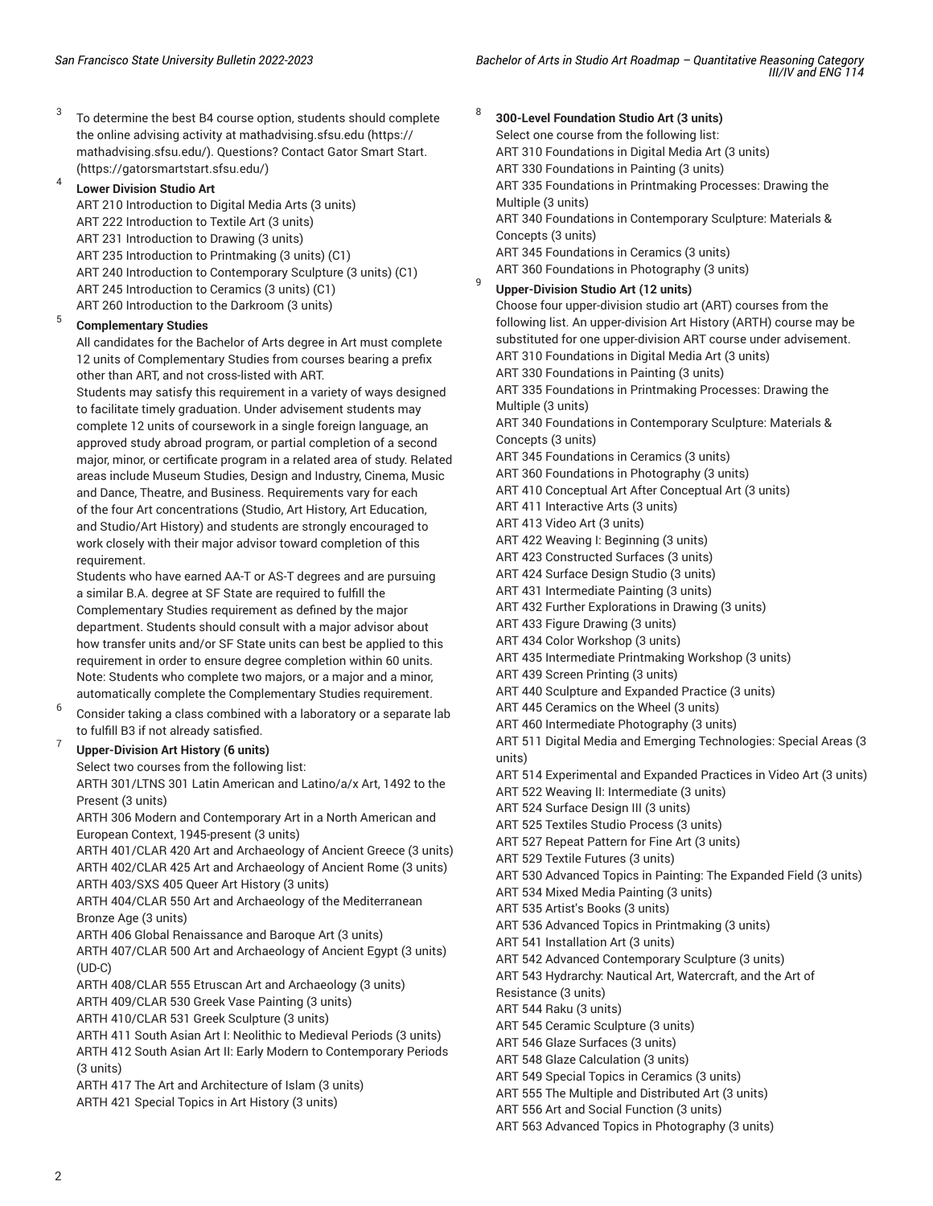[3] To determine the best B4 course option, students should complete the online advising activity at mathadvising.sfsu.edu (https://mathadvising.sfsu.edu/). Questions? Contact Gator Smart Start. (https://gatorsmartstart.sfsu.edu/)

[4] **Lower Division Studio Art**

ART 210 Introduction to Digital Media Arts (3 units)
ART 222 Introduction to Textile Art (3 units)
ART 231 Introduction to Drawing (3 units)
ART 235 Introduction to Printmaking (3 units) (C1)
ART 240 Introduction to Contemporary Sculpture (3 units) (C1)
ART 245 Introduction to Ceramics (3 units) (C1)
ART 260 Introduction to the Darkroom (3 units)

[5] **Complementary Studies**

All candidates for the Bachelor of Arts degree in Art must complete 12 units of Complementary Studies from courses bearing a prefix other than ART, and not cross-listed with ART.

Students may satisfy this requirement in a variety of ways designed to facilitate timely graduation. Under advisement students may complete 12 units of coursework in a single foreign language, an approved study abroad program, or partial completion of a second major, minor, or certificate program in a related area of study. Related areas include Museum Studies, Design and Industry, Cinema, Music and Dance, Theatre, and Business. Requirements vary for each of the four Art concentrations (Studio, Art History, Art Education, and Studio/Art History) and students are strongly encouraged to work closely with their major advisor toward completion of this requirement.

Students who have earned AA-T or AS-T degrees and are pursuing a similar B.A. degree at SF State are required to fulfill the Complementary Studies requirement as defined by the major department. Students should consult with a major advisor about how transfer units and/or SF State units can best be applied to this requirement in order to ensure degree completion within 60 units. Note: Students who complete two majors, or a major and a minor, automatically complete the Complementary Studies requirement.

[6] Consider taking a class combined with a laboratory or a separate lab to fulfill B3 if not already satisfied.

[7] **Upper-Division Art History (6 units)**

Select two courses from the following list:
ARTH 301/LTNS 301 Latin American and Latino/a/x Art, 1492 to the Present (3 units)
ARTH 306 Modern and Contemporary Art in a North American and European Context, 1945-present (3 units)
ARTH 401/CLAR 420 Art and Archaeology of Ancient Greece (3 units)
ARTH 402/CLAR 425 Art and Archaeology of Ancient Rome (3 units)
ARTH 403/SXS 405 Queer Art History (3 units)
ARTH 404/CLAR 550 Art and Archaeology of the Mediterranean Bronze Age (3 units)
ARTH 406 Global Renaissance and Baroque Art (3 units)
ARTH 407/CLAR 500 Art and Archaeology of Ancient Egypt (3 units) (UD-C)
ARTH 408/CLAR 555 Etruscan Art and Archaeology (3 units)
ARTH 409/CLAR 530 Greek Vase Painting (3 units)
ARTH 410/CLAR 531 Greek Sculpture (3 units)
ARTH 411 South Asian Art I: Neolithic to Medieval Periods (3 units)
ARTH 412 South Asian Art II: Early Modern to Contemporary Periods (3 units)
ARTH 417 The Art and Architecture of Islam (3 units)
ARTH 421 Special Topics in Art History (3 units)

[8] **300-Level Foundation Studio Art (3 units)**

Select one course from the following list:
ART 310 Foundations in Digital Media Art (3 units)
ART 330 Foundations in Painting (3 units)
ART 335 Foundations in Printmaking Processes: Drawing the Multiple (3 units)
ART 340 Foundations in Contemporary Sculpture: Materials & Concepts (3 units)
ART 345 Foundations in Ceramics (3 units)
ART 360 Foundations in Photography (3 units)

[9] **Upper-Division Studio Art (12 units)**

Choose four upper-division studio art (ART) courses from the following list. An upper-division Art History (ARTH) course may be substituted for one upper-division ART course under advisement.
ART 310 Foundations in Digital Media Art (3 units)
ART 330 Foundations in Painting (3 units)
ART 335 Foundations in Printmaking Processes: Drawing the Multiple (3 units)
ART 340 Foundations in Contemporary Sculpture: Materials & Concepts (3 units)
ART 345 Foundations in Ceramics (3 units)
ART 360 Foundations in Photography (3 units)
ART 410 Conceptual Art After Conceptual Art (3 units)
ART 411 Interactive Arts (3 units)
ART 413 Video Art (3 units)
ART 422 Weaving I: Beginning (3 units)
ART 423 Constructed Surfaces (3 units)
ART 424 Surface Design Studio (3 units)
ART 431 Intermediate Painting (3 units)
ART 432 Further Explorations in Drawing (3 units)
ART 433 Figure Drawing (3 units)
ART 434 Color Workshop (3 units)
ART 435 Intermediate Printmaking Workshop (3 units)
ART 439 Screen Printing (3 units)
ART 440 Sculpture and Expanded Practice (3 units)
ART 445 Ceramics on the Wheel (3 units)
ART 460 Intermediate Photography (3 units)
ART 511 Digital Media and Emerging Technologies: Special Areas (3 units)
ART 514 Experimental and Expanded Practices in Video Art (3 units)
ART 522 Weaving II: Intermediate (3 units)
ART 524 Surface Design III (3 units)
ART 525 Textiles Studio Process (3 units)
ART 527 Repeat Pattern for Fine Art (3 units)
ART 529 Textile Futures (3 units)
ART 530 Advanced Topics in Painting: The Expanded Field (3 units)
ART 534 Mixed Media Painting (3 units)
ART 535 Artist's Books (3 units)
ART 536 Advanced Topics in Printmaking (3 units)
ART 541 Installation Art (3 units)
ART 542 Advanced Contemporary Sculpture (3 units)
ART 543 Hydrarchy: Nautical Art, Watercraft, and the Art of Resistance (3 units)
ART 544 Raku (3 units)
ART 545 Ceramic Sculpture (3 units)
ART 546 Glaze Surfaces (3 units)
ART 548 Glaze Calculation (3 units)
ART 549 Special Topics in Ceramics (3 units)
ART 555 The Multiple and Distributed Art (3 units)
ART 556 Art and Social Function (3 units)
ART 563 Advanced Topics in Photography (3 units)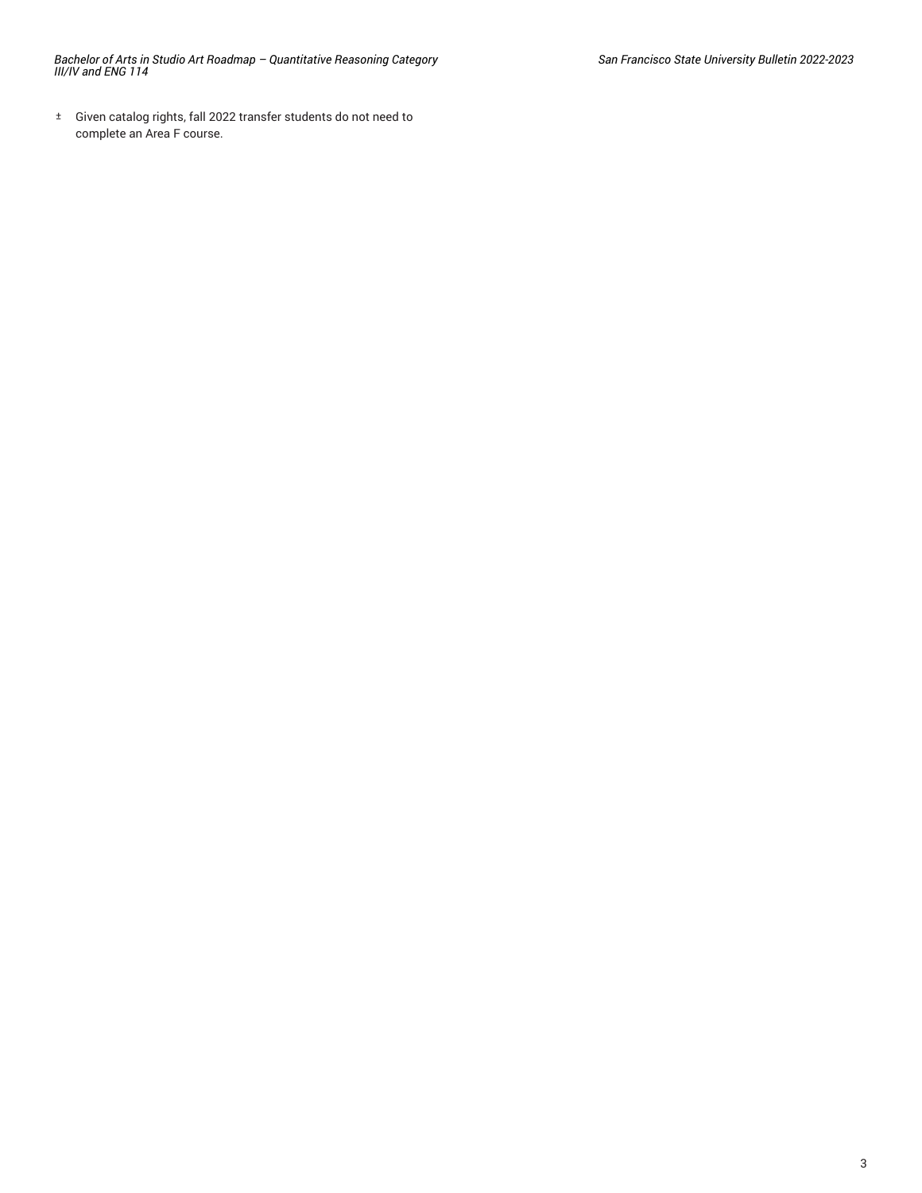± Given catalog rights, fall 2022 transfer students do not need to complete an Area F course.